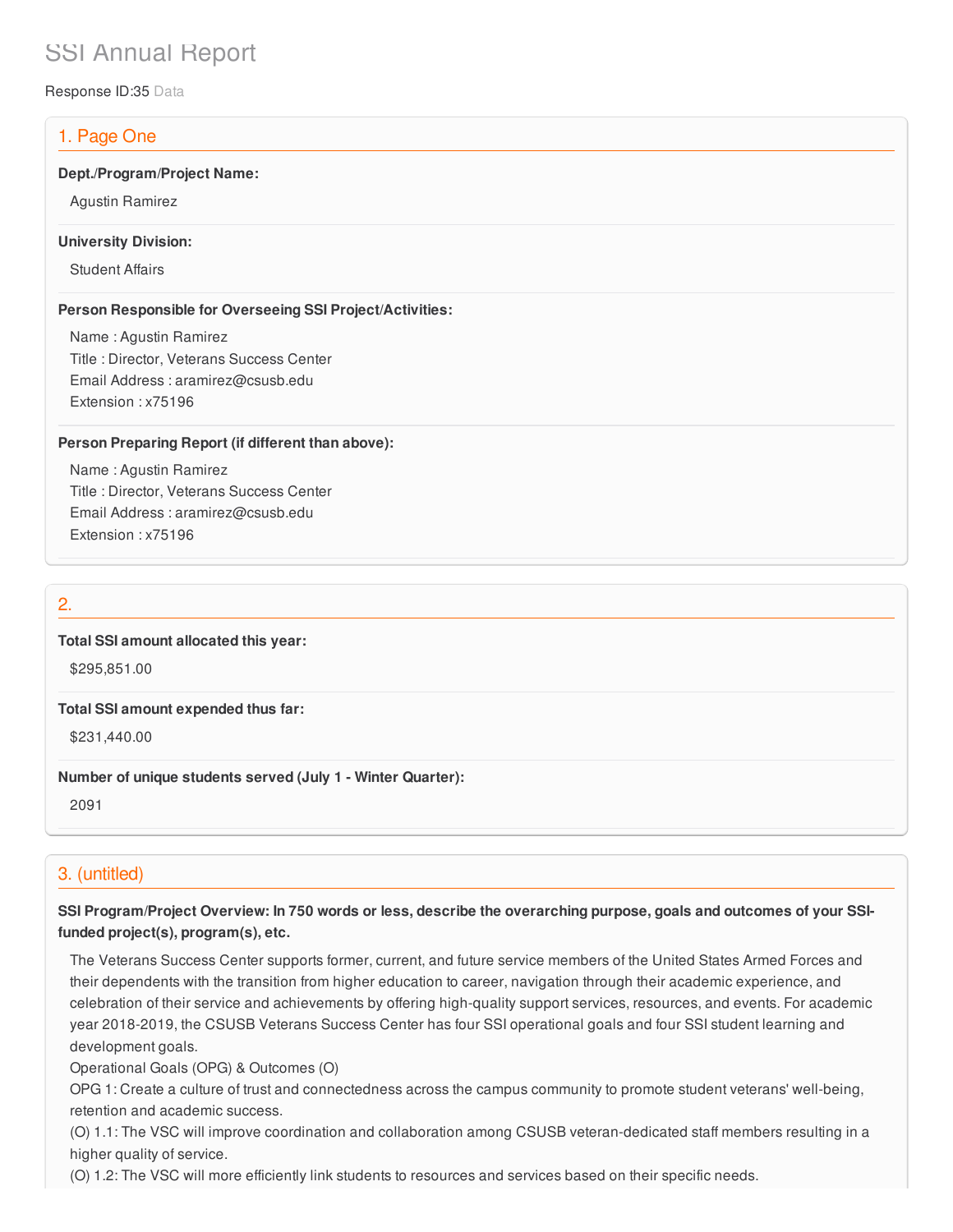# SSI Annual Report

Response ID:35 Data

## 1. Page One

**Dept./Program/Project Name:**

Agustin Ramirez

**University Division:**

Student Affairs

**Person Responsible for Overseeing SSI Project/Activities:**

Name : Agustin Ramirez
Title : Director, Veterans Success Center
Email Address : aramirez@csusb.edu
Extension : x75196

**Person Preparing Report (if different than above):**

Name : Agustin Ramirez
Title : Director, Veterans Success Center
Email Address : aramirez@csusb.edu
Extension : x75196

## 2.

**Total SSI amount allocated this year:**

$295,851.00

**Total SSI amount expended thus far:**

$231,440.00

**Number of unique students served (July 1 - Winter Quarter):**

2091

## 3. (untitled)

**SSI Program/Project Overview: In 750 words or less, describe the overarching purpose, goals and outcomes of your SSI-funded project(s), program(s), etc.**

The Veterans Success Center supports former, current, and future service members of the United States Armed Forces and their dependents with the transition from higher education to career, navigation through their academic experience, and celebration of their service and achievements by offering high-quality support services, resources, and events. For academic year 2018-2019, the CSUSB Veterans Success Center has four SSI operational goals and four SSI student learning and development goals.

Operational Goals (OPG) & Outcomes (O)

OPG 1: Create a culture of trust and connectedness across the campus community to promote student veterans' well-being, retention and academic success.

(O) 1.1: The VSC will improve coordination and collaboration among CSUSB veteran-dedicated staff members resulting in a higher quality of service.

(O) 1.2: The VSC will more efficiently link students to resources and services based on their specific needs.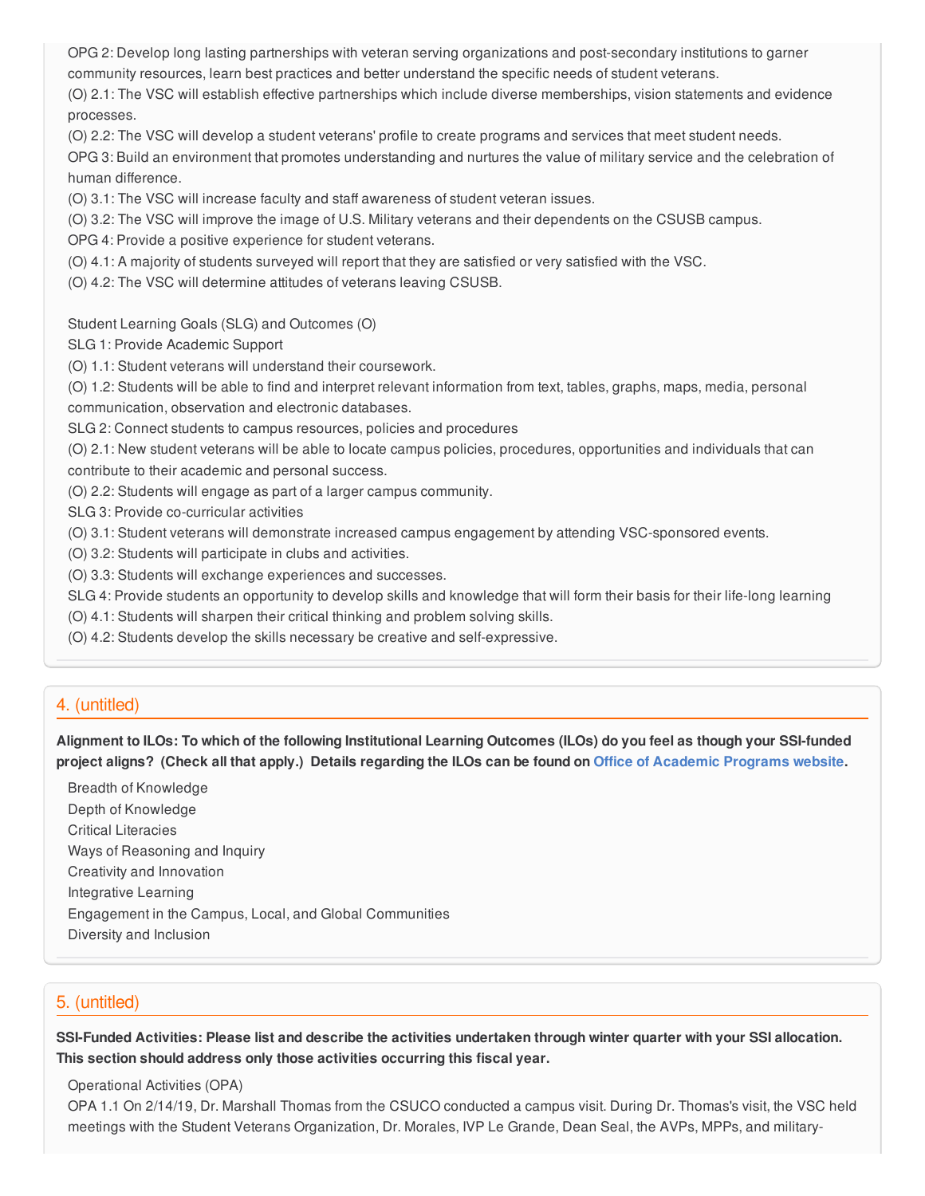OPG 2: Develop long lasting partnerships with veteran serving organizations and post-secondary institutions to garner community resources, learn best practices and better understand the specific needs of student veterans.

(O) 2.1: The VSC will establish effective partnerships which include diverse memberships, vision statements and evidence processes.

(O) 2.2: The VSC will develop a student veterans' profile to create programs and services that meet student needs.

OPG 3: Build an environment that promotes understanding and nurtures the value of military service and the celebration of human difference.

(O) 3.1: The VSC will increase faculty and staff awareness of student veteran issues.

(O) 3.2: The VSC will improve the image of U.S. Military veterans and their dependents on the CSUSB campus.

OPG 4: Provide a positive experience for student veterans.

(O) 4.1: A majority of students surveyed will report that they are satisfied or very satisfied with the VSC.

(O) 4.2: The VSC will determine attitudes of veterans leaving CSUSB.

Student Learning Goals (SLG) and Outcomes (O)

SLG 1: Provide Academic Support

(O) 1.1: Student veterans will understand their coursework.

(O) 1.2: Students will be able to find and interpret relevant information from text, tables, graphs, maps, media, personal communication, observation and electronic databases.

SLG 2: Connect students to campus resources, policies and procedures

(O) 2.1: New student veterans will be able to locate campus policies, procedures, opportunities and individuals that can contribute to their academic and personal success.

(O) 2.2: Students will engage as part of a larger campus community.

SLG 3: Provide co-curricular activities

(O) 3.1: Student veterans will demonstrate increased campus engagement by attending VSC-sponsored events.

(O) 3.2: Students will participate in clubs and activities.

(O) 3.3: Students will exchange experiences and successes.

SLG 4: Provide students an opportunity to develop skills and knowledge that will form their basis for their life-long learning

(O) 4.1: Students will sharpen their critical thinking and problem solving skills.

(O) 4.2: Students develop the skills necessary be creative and self-expressive.

## 4. (untitled)

**Alignment to ILOs: To which of the following Institutional Learning Outcomes (ILOs) do you feel as though your SSI-funded project aligns? (Check all that apply.) Details regarding the ILOs can be found on Office of Academic Programs website.**

Breadth of Knowledge

Depth of Knowledge

Critical Literacies

Ways of Reasoning and Inquiry

Creativity and Innovation

Integrative Learning

Engagement in the Campus, Local, and Global Communities

Diversity and Inclusion

## 5. (untitled)

**SSI-Funded Activities: Please list and describe the activities undertaken through winter quarter with your SSI allocation. This section should address only those activities occurring this fiscal year.**

Operational Activities (OPA)

OPA 1.1 On 2/14/19, Dr. Marshall Thomas from the CSUCO conducted a campus visit. During Dr. Thomas's visit, the VSC held meetings with the Student Veterans Organization, Dr. Morales, IVP Le Grande, Dean Seal, the AVPs, MPPs, and military-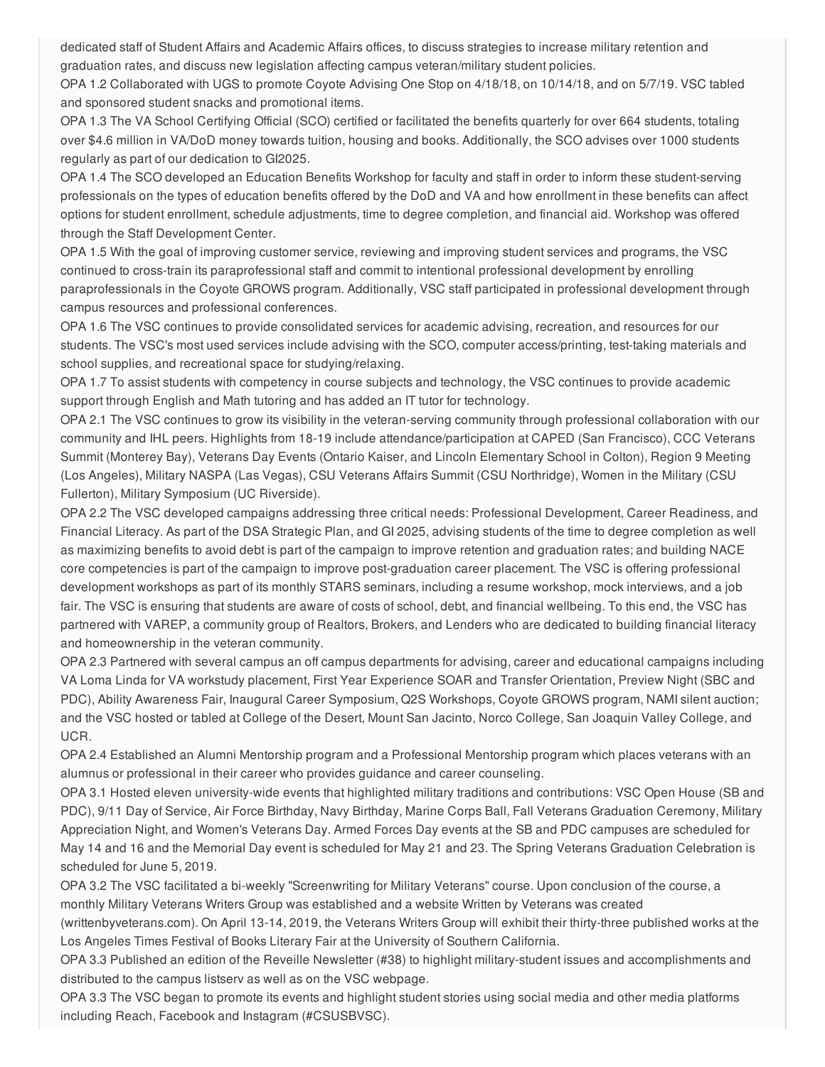dedicated staff of Student Affairs and Academic Affairs offices, to discuss strategies to increase military retention and graduation rates, and discuss new legislation affecting campus veteran/military student policies.

OPA 1.2 Collaborated with UGS to promote Coyote Advising One Stop on 4/18/18, on 10/14/18, and on 5/7/19. VSC tabled and sponsored student snacks and promotional items.

OPA 1.3 The VA School Certifying Official (SCO) certified or facilitated the benefits quarterly for over 664 students, totaling over $4.6 million in VA/DoD money towards tuition, housing and books. Additionally, the SCO advises over 1000 students regularly as part of our dedication to GI2025.

OPA 1.4 The SCO developed an Education Benefits Workshop for faculty and staff in order to inform these student-serving professionals on the types of education benefits offered by the DoD and VA and how enrollment in these benefits can affect options for student enrollment, schedule adjustments, time to degree completion, and financial aid. Workshop was offered through the Staff Development Center.

OPA 1.5 With the goal of improving customer service, reviewing and improving student services and programs, the VSC continued to cross-train its paraprofessional staff and commit to intentional professional development by enrolling paraprofessionals in the Coyote GROWS program. Additionally, VSC staff participated in professional development through campus resources and professional conferences.

OPA 1.6 The VSC continues to provide consolidated services for academic advising, recreation, and resources for our students. The VSC's most used services include advising with the SCO, computer access/printing, test-taking materials and school supplies, and recreational space for studying/relaxing.

OPA 1.7 To assist students with competency in course subjects and technology, the VSC continues to provide academic support through English and Math tutoring and has added an IT tutor for technology.

OPA 2.1 The VSC continues to grow its visibility in the veteran-serving community through professional collaboration with our community and IHL peers. Highlights from 18-19 include attendance/participation at CAPED (San Francisco), CCC Veterans Summit (Monterey Bay), Veterans Day Events (Ontario Kaiser, and Lincoln Elementary School in Colton), Region 9 Meeting (Los Angeles), Military NASPA (Las Vegas), CSU Veterans Affairs Summit (CSU Northridge), Women in the Military (CSU Fullerton), Military Symposium (UC Riverside).

OPA 2.2 The VSC developed campaigns addressing three critical needs: Professional Development, Career Readiness, and Financial Literacy. As part of the DSA Strategic Plan, and GI 2025, advising students of the time to degree completion as well as maximizing benefits to avoid debt is part of the campaign to improve retention and graduation rates; and building NACE core competencies is part of the campaign to improve post-graduation career placement. The VSC is offering professional development workshops as part of its monthly STARS seminars, including a resume workshop, mock interviews, and a job fair. The VSC is ensuring that students are aware of costs of school, debt, and financial wellbeing. To this end, the VSC has partnered with VAREP, a community group of Realtors, Brokers, and Lenders who are dedicated to building financial literacy and homeownership in the veteran community.

OPA 2.3 Partnered with several campus an off campus departments for advising, career and educational campaigns including VA Loma Linda for VA workstudy placement, First Year Experience SOAR and Transfer Orientation, Preview Night (SBC and PDC), Ability Awareness Fair, Inaugural Career Symposium, Q2S Workshops, Coyote GROWS program, NAMI silent auction; and the VSC hosted or tabled at College of the Desert, Mount San Jacinto, Norco College, San Joaquin Valley College, and UCR.

OPA 2.4 Established an Alumni Mentorship program and a Professional Mentorship program which places veterans with an alumnus or professional in their career who provides guidance and career counseling.

OPA 3.1 Hosted eleven university-wide events that highlighted military traditions and contributions: VSC Open House (SB and PDC), 9/11 Day of Service, Air Force Birthday, Navy Birthday, Marine Corps Ball, Fall Veterans Graduation Ceremony, Military Appreciation Night, and Women's Veterans Day. Armed Forces Day events at the SB and PDC campuses are scheduled for May 14 and 16 and the Memorial Day event is scheduled for May 21 and 23. The Spring Veterans Graduation Celebration is scheduled for June 5, 2019.

OPA 3.2 The VSC facilitated a bi-weekly "Screenwriting for Military Veterans" course. Upon conclusion of the course, a monthly Military Veterans Writers Group was established and a website Written by Veterans was created (writtenbyveterans.com). On April 13-14, 2019, the Veterans Writers Group will exhibit their thirty-three published works at the Los Angeles Times Festival of Books Literary Fair at the University of Southern California.

OPA 3.3 Published an edition of the Reveille Newsletter (#38) to highlight military-student issues and accomplishments and distributed to the campus listserv as well as on the VSC webpage.

OPA 3.3 The VSC began to promote its events and highlight student stories using social media and other media platforms including Reach, Facebook and Instagram (#CSUSBVSC).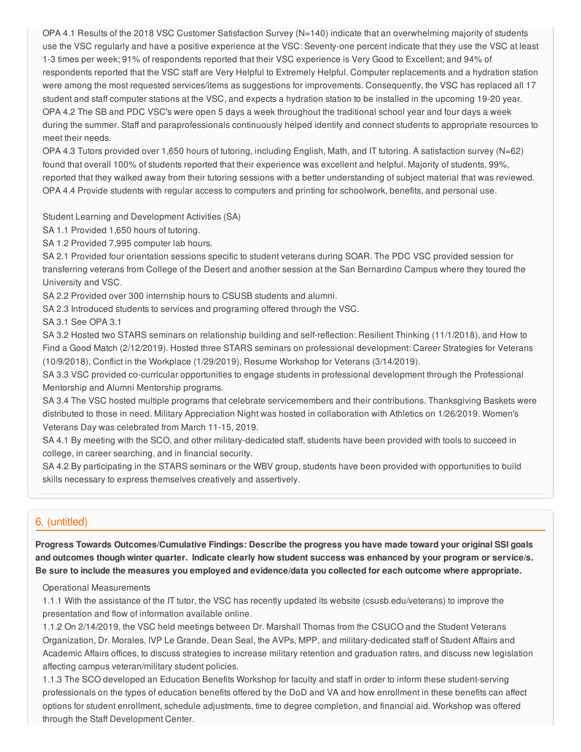OPA 4.1 Results of the 2018 VSC Customer Satisfaction Survey (N=140) indicate that an overwhelming majority of students use the VSC regularly and have a positive experience at the VSC: Seventy-one percent indicate that they use the VSC at least 1-3 times per week; 91% of respondents reported that their VSC experience is Very Good to Excellent; and 94% of respondents reported that the VSC staff are Very Helpful to Extremely Helpful. Computer replacements and a hydration station were among the most requested services/items as suggestions for improvements. Consequently, the VSC has replaced all 17 student and staff computer stations at the VSC, and expects a hydration station to be installed in the upcoming 19-20 year.
OPA 4.2 The SB and PDC VSC's were open 5 days a week throughout the traditional school year and four days a week during the summer. Staff and paraprofessionals continuously helped identify and connect students to appropriate resources to meet their needs.
OPA 4.3 Tutors provided over 1,650 hours of tutoring, including English, Math, and IT tutoring. A satisfaction survey (N=62) found that overall 100% of students reported that their experience was excellent and helpful. Majority of students, 99%, reported that they walked away from their tutoring sessions with a better understanding of subject material that was reviewed.
OPA 4.4 Provide students with regular access to computers and printing for schoolwork, benefits, and personal use.

Student Learning and Development Activities (SA)
SA 1.1 Provided 1,650 hours of tutoring.
SA 1.2 Provided 7,995 computer lab hours.
SA 2.1 Provided four orientation sessions specific to student veterans during SOAR. The PDC VSC provided session for transferring veterans from College of the Desert and another session at the San Bernardino Campus where they toured the University and VSC.
SA 2.2 Provided over 300 internship hours to CSUSB students and alumni.
SA 2.3 Introduced students to services and programing offered through the VSC.
SA 3.1 See OPA 3.1
SA 3.2 Hosted two STARS seminars on relationship building and self-reflection: Resilient Thinking (11/1/2018), and How to Find a Good Match (2/12/2019). Hosted three STARS seminars on professional development: Career Strategies for Veterans (10/9/2018), Conflict in the Workplace (1/29/2019), Resume Workshop for Veterans (3/14/2019).
SA 3.3 VSC provided co-curricular opportunities to engage students in professional development through the Professional Mentorship and Alumni Mentorship programs.
SA 3.4 The VSC hosted multiple programs that celebrate servicemembers and their contributions. Thanksgiving Baskets were distributed to those in need. Military Appreciation Night was hosted in collaboration with Athletics on 1/26/2019. Women's Veterans Day was celebrated from March 11-15, 2019.
SA 4.1 By meeting with the SCO, and other military-dedicated staff, students have been provided with tools to succeed in college, in career searching, and in financial security.
SA 4.2 By participating in the STARS seminars or the WBV group, students have been provided with opportunities to build skills necessary to express themselves creatively and assertively.

## 6. (untitled)

**Progress Towards Outcomes/Cumulative Findings: Describe the progress you have made toward your original SSI goals and outcomes though winter quarter. Indicate clearly how student success was enhanced by your program or service/s. Be sure to include the measures you employed and evidence/data you collected for each outcome where appropriate.**

Operational Measurements
1.1.1 With the assistance of the IT tutor, the VSC has recently updated its website (csusb.edu/veterans) to improve the presentation and flow of information available online.
1.1.2 On 2/14/2019, the VSC held meetings between Dr. Marshall Thomas from the CSUCO and the Student Veterans Organization, Dr. Morales, IVP Le Grande, Dean Seal, the AVPs, MPP, and military-dedicated staff of Student Affairs and Academic Affairs offices, to discuss strategies to increase military retention and graduation rates, and discuss new legislation affecting campus veteran/military student policies.
1.1.3 The SCO developed an Education Benefits Workshop for faculty and staff in order to inform these student-serving professionals on the types of education benefits offered by the DoD and VA and how enrollment in these benefits can affect options for student enrollment, schedule adjustments, time to degree completion, and financial aid. Workshop was offered through the Staff Development Center.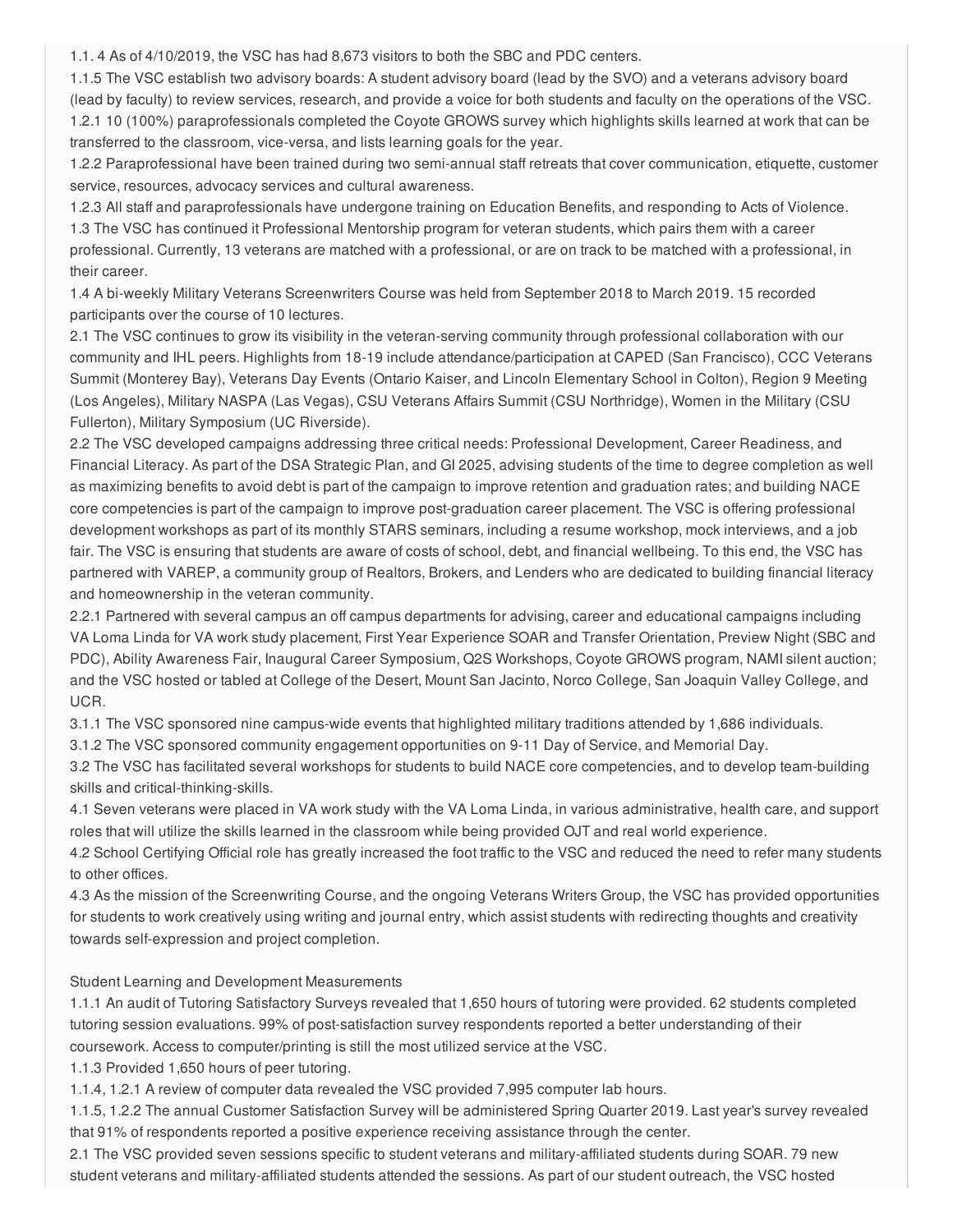1.1. 4 As of 4/10/2019, the VSC has had 8,673 visitors to both the SBC and PDC centers.

1.1.5 The VSC establish two advisory boards: A student advisory board (lead by the SVO) and a veterans advisory board (lead by faculty) to review services, research, and provide a voice for both students and faculty on the operations of the VSC.

1.2.1 10 (100%) paraprofessionals completed the Coyote GROWS survey which highlights skills learned at work that can be transferred to the classroom, vice-versa, and lists learning goals for the year.

1.2.2 Paraprofessional have been trained during two semi-annual staff retreats that cover communication, etiquette, customer service, resources, advocacy services and cultural awareness.

1.2.3 All staff and paraprofessionals have undergone training on Education Benefits, and responding to Acts of Violence.

1.3 The VSC has continued it Professional Mentorship program for veteran students, which pairs them with a career professional. Currently, 13 veterans are matched with a professional, or are on track to be matched with a professional, in their career.

1.4 A bi-weekly Military Veterans Screenwriters Course was held from September 2018 to March 2019. 15 recorded participants over the course of 10 lectures.

2.1 The VSC continues to grow its visibility in the veteran-serving community through professional collaboration with our community and IHL peers. Highlights from 18-19 include attendance/participation at CAPED (San Francisco), CCC Veterans Summit (Monterey Bay), Veterans Day Events (Ontario Kaiser, and Lincoln Elementary School in Colton), Region 9 Meeting (Los Angeles), Military NASPA (Las Vegas), CSU Veterans Affairs Summit (CSU Northridge), Women in the Military (CSU Fullerton), Military Symposium (UC Riverside).

2.2 The VSC developed campaigns addressing three critical needs: Professional Development, Career Readiness, and Financial Literacy. As part of the DSA Strategic Plan, and GI 2025, advising students of the time to degree completion as well as maximizing benefits to avoid debt is part of the campaign to improve retention and graduation rates; and building NACE core competencies is part of the campaign to improve post-graduation career placement. The VSC is offering professional development workshops as part of its monthly STARS seminars, including a resume workshop, mock interviews, and a job fair. The VSC is ensuring that students are aware of costs of school, debt, and financial wellbeing. To this end, the VSC has partnered with VAREP, a community group of Realtors, Brokers, and Lenders who are dedicated to building financial literacy and homeownership in the veteran community.

2.2.1 Partnered with several campus an off campus departments for advising, career and educational campaigns including VA Loma Linda for VA work study placement, First Year Experience SOAR and Transfer Orientation, Preview Night (SBC and PDC), Ability Awareness Fair, Inaugural Career Symposium, Q2S Workshops, Coyote GROWS program, NAMI silent auction; and the VSC hosted or tabled at College of the Desert, Mount San Jacinto, Norco College, San Joaquin Valley College, and UCR.

3.1.1 The VSC sponsored nine campus-wide events that highlighted military traditions attended by 1,686 individuals.

3.1.2 The VSC sponsored community engagement opportunities on 9-11 Day of Service, and Memorial Day.

3.2 The VSC has facilitated several workshops for students to build NACE core competencies, and to develop team-building skills and critical-thinking-skills.

4.1 Seven veterans were placed in VA work study with the VA Loma Linda, in various administrative, health care, and support roles that will utilize the skills learned in the classroom while being provided OJT and real world experience.

4.2 School Certifying Official role has greatly increased the foot traffic to the VSC and reduced the need to refer many students to other offices.

4.3 As the mission of the Screenwriting Course, and the ongoing Veterans Writers Group, the VSC has provided opportunities for students to work creatively using writing and journal entry, which assist students with redirecting thoughts and creativity towards self-expression and project completion.

Student Learning and Development Measurements

1.1.1 An audit of Tutoring Satisfactory Surveys revealed that 1,650 hours of tutoring were provided. 62 students completed tutoring session evaluations. 99% of post-satisfaction survey respondents reported a better understanding of their coursework. Access to computer/printing is still the most utilized service at the VSC.

1.1.3 Provided 1,650 hours of peer tutoring.

1.1.4, 1.2.1 A review of computer data revealed the VSC provided 7,995 computer lab hours.

1.1.5, 1.2.2 The annual Customer Satisfaction Survey will be administered Spring Quarter 2019. Last year's survey revealed that 91% of respondents reported a positive experience receiving assistance through the center.

2.1 The VSC provided seven sessions specific to student veterans and military-affiliated students during SOAR. 79 new student veterans and military-affiliated students attended the sessions. As part of our student outreach, the VSC hosted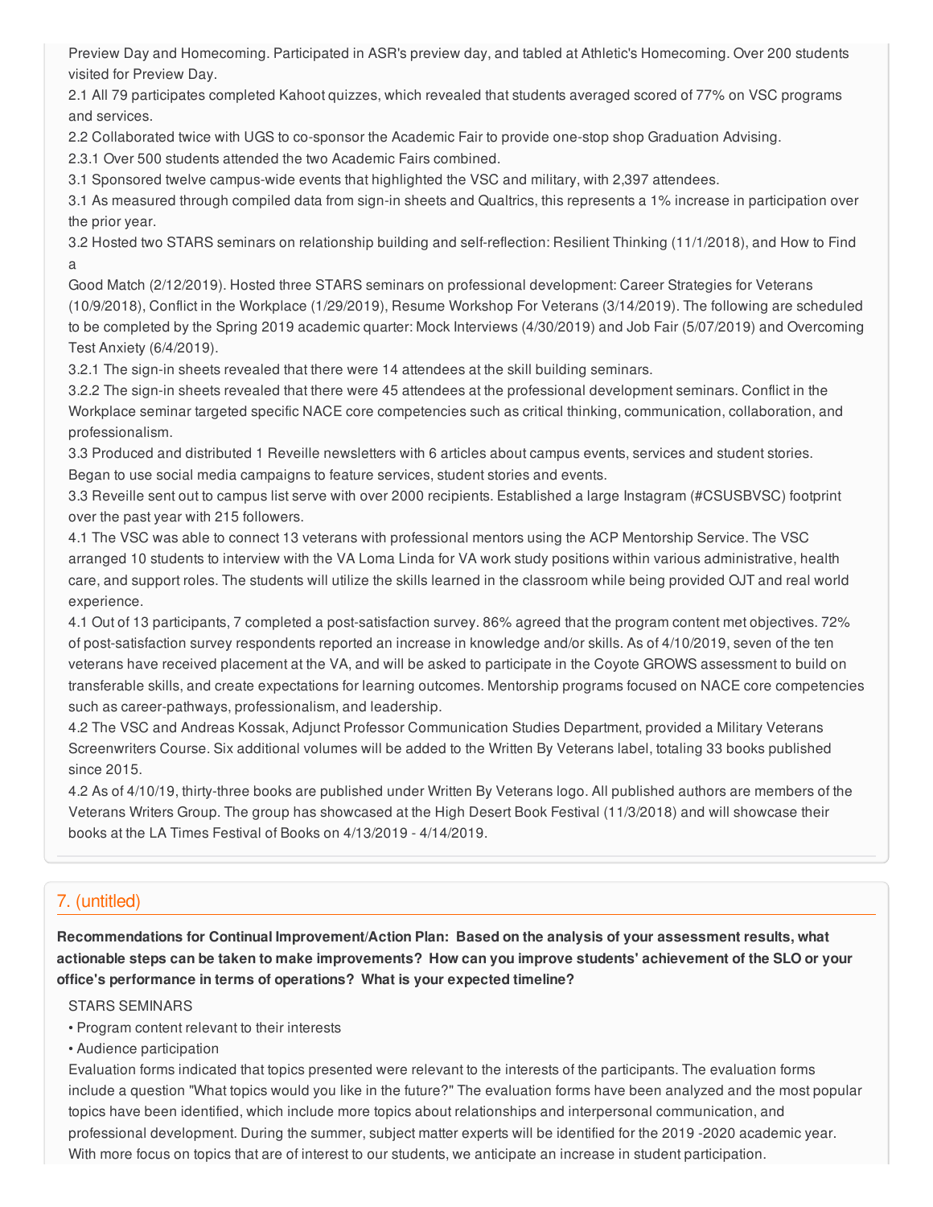Preview Day and Homecoming. Participated in ASR's preview day, and tabled at Athletic's Homecoming. Over 200 students visited for Preview Day.

2.1 All 79 participates completed Kahoot quizzes, which revealed that students averaged scored of 77% on VSC programs and services.

2.2 Collaborated twice with UGS to co-sponsor the Academic Fair to provide one-stop shop Graduation Advising.

2.3.1 Over 500 students attended the two Academic Fairs combined.

3.1 Sponsored twelve campus-wide events that highlighted the VSC and military, with 2,397 attendees.

3.1 As measured through compiled data from sign-in sheets and Qualtrics, this represents a 1% increase in participation over the prior year.

3.2 Hosted two STARS seminars on relationship building and self-reflection: Resilient Thinking (11/1/2018), and How to Find a

Good Match (2/12/2019). Hosted three STARS seminars on professional development: Career Strategies for Veterans (10/9/2018), Conflict in the Workplace (1/29/2019), Resume Workshop For Veterans (3/14/2019). The following are scheduled to be completed by the Spring 2019 academic quarter: Mock Interviews (4/30/2019) and Job Fair (5/07/2019) and Overcoming Test Anxiety (6/4/2019).

3.2.1 The sign-in sheets revealed that there were 14 attendees at the skill building seminars.

3.2.2 The sign-in sheets revealed that there were 45 attendees at the professional development seminars. Conflict in the Workplace seminar targeted specific NACE core competencies such as critical thinking, communication, collaboration, and professionalism.

3.3 Produced and distributed 1 Reveille newsletters with 6 articles about campus events, services and student stories. Began to use social media campaigns to feature services, student stories and events.

3.3 Reveille sent out to campus list serve with over 2000 recipients. Established a large Instagram (#CSUSBVSC) footprint over the past year with 215 followers.

4.1 The VSC was able to connect 13 veterans with professional mentors using the ACP Mentorship Service. The VSC arranged 10 students to interview with the VA Loma Linda for VA work study positions within various administrative, health care, and support roles. The students will utilize the skills learned in the classroom while being provided OJT and real world experience.

4.1 Out of 13 participants, 7 completed a post-satisfaction survey. 86% agreed that the program content met objectives. 72% of post-satisfaction survey respondents reported an increase in knowledge and/or skills. As of 4/10/2019, seven of the ten veterans have received placement at the VA, and will be asked to participate in the Coyote GROWS assessment to build on transferable skills, and create expectations for learning outcomes. Mentorship programs focused on NACE core competencies such as career-pathways, professionalism, and leadership.

4.2 The VSC and Andreas Kossak, Adjunct Professor Communication Studies Department, provided a Military Veterans Screenwriters Course. Six additional volumes will be added to the Written By Veterans label, totaling 33 books published since 2015.

4.2 As of 4/10/19, thirty-three books are published under Written By Veterans logo. All published authors are members of the Veterans Writers Group. The group has showcased at the High Desert Book Festival (11/3/2018) and will showcase their books at the LA Times Festival of Books on 4/13/2019 - 4/14/2019.

## 7. (untitled)

**Recommendations for Continual Improvement/Action Plan: Based on the analysis of your assessment results, what actionable steps can be taken to make improvements? How can you improve students' achievement of the SLO or your office's performance in terms of operations? What is your expected timeline?**

STARS SEMINARS

- Program content relevant to their interests
- Audience participation

Evaluation forms indicated that topics presented were relevant to the interests of the participants. The evaluation forms include a question "What topics would you like in the future?" The evaluation forms have been analyzed and the most popular topics have been identified, which include more topics about relationships and interpersonal communication, and professional development. During the summer, subject matter experts will be identified for the 2019 -2020 academic year. With more focus on topics that are of interest to our students, we anticipate an increase in student participation.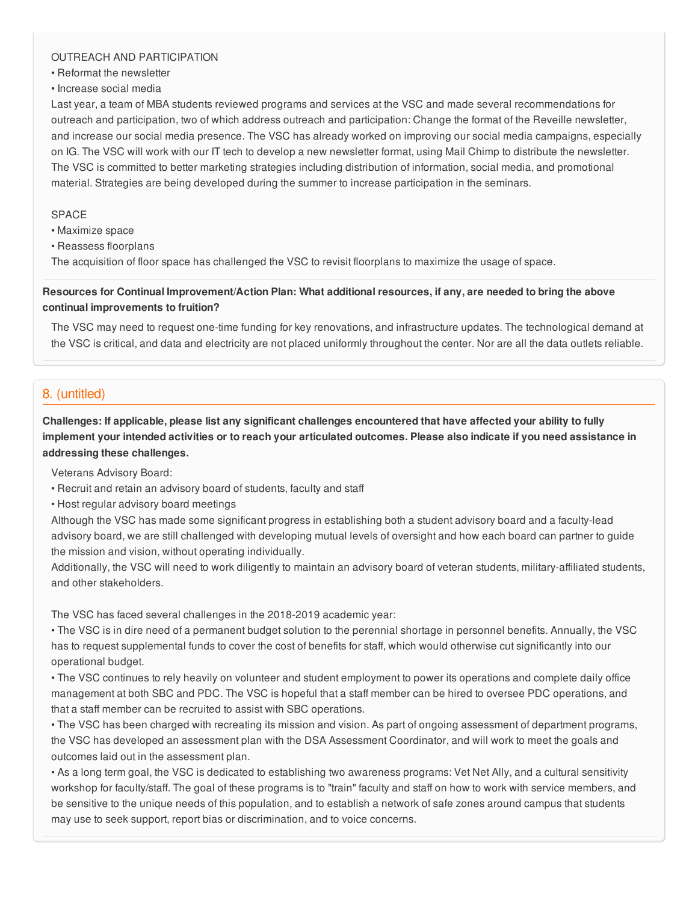OUTREACH AND PARTICIPATION

- Reformat the newsletter
- Increase social media

Last year, a team of MBA students reviewed programs and services at the VSC and made several recommendations for outreach and participation, two of which address outreach and participation: Change the format of the Reveille newsletter, and increase our social media presence. The VSC has already worked on improving our social media campaigns, especially on IG. The VSC will work with our IT tech to develop a new newsletter format, using Mail Chimp to distribute the newsletter. The VSC is committed to better marketing strategies including distribution of information, social media, and promotional material. Strategies are being developed during the summer to increase participation in the seminars.

SPACE

- Maximize space
- Reassess floorplans

The acquisition of floor space has challenged the VSC to revisit floorplans to maximize the usage of space.

**Resources for Continual Improvement/Action Plan: What additional resources, if any, are needed to bring the above continual improvements to fruition?**

The VSC may need to request one-time funding for key renovations, and infrastructure updates. The technological demand at the VSC is critical, and data and electricity are not placed uniformly throughout the center. Nor are all the data outlets reliable.

## 8. (untitled)

**Challenges: If applicable, please list any significant challenges encountered that have affected your ability to fully implement your intended activities or to reach your articulated outcomes. Please also indicate if you need assistance in addressing these challenges.**

Veterans Advisory Board:

- Recruit and retain an advisory board of students, faculty and staff
- Host regular advisory board meetings

Although the VSC has made some significant progress in establishing both a student advisory board and a faculty-lead advisory board, we are still challenged with developing mutual levels of oversight and how each board can partner to guide the mission and vision, without operating individually.

Additionally, the VSC will need to work diligently to maintain an advisory board of veteran students, military-affiliated students, and other stakeholders.

The VSC has faced several challenges in the 2018-2019 academic year:

- The VSC is in dire need of a permanent budget solution to the perennial shortage in personnel benefits. Annually, the VSC has to request supplemental funds to cover the cost of benefits for staff, which would otherwise cut significantly into our operational budget.
- The VSC continues to rely heavily on volunteer and student employment to power its operations and complete daily office management at both SBC and PDC. The VSC is hopeful that a staff member can be hired to oversee PDC operations, and that a staff member can be recruited to assist with SBC operations.
- The VSC has been charged with recreating its mission and vision. As part of ongoing assessment of department programs, the VSC has developed an assessment plan with the DSA Assessment Coordinator, and will work to meet the goals and outcomes laid out in the assessment plan.
- As a long term goal, the VSC is dedicated to establishing two awareness programs: Vet Net Ally, and a cultural sensitivity workshop for faculty/staff. The goal of these programs is to "train" faculty and staff on how to work with service members, and be sensitive to the unique needs of this population, and to establish a network of safe zones around campus that students may use to seek support, report bias or discrimination, and to voice concerns.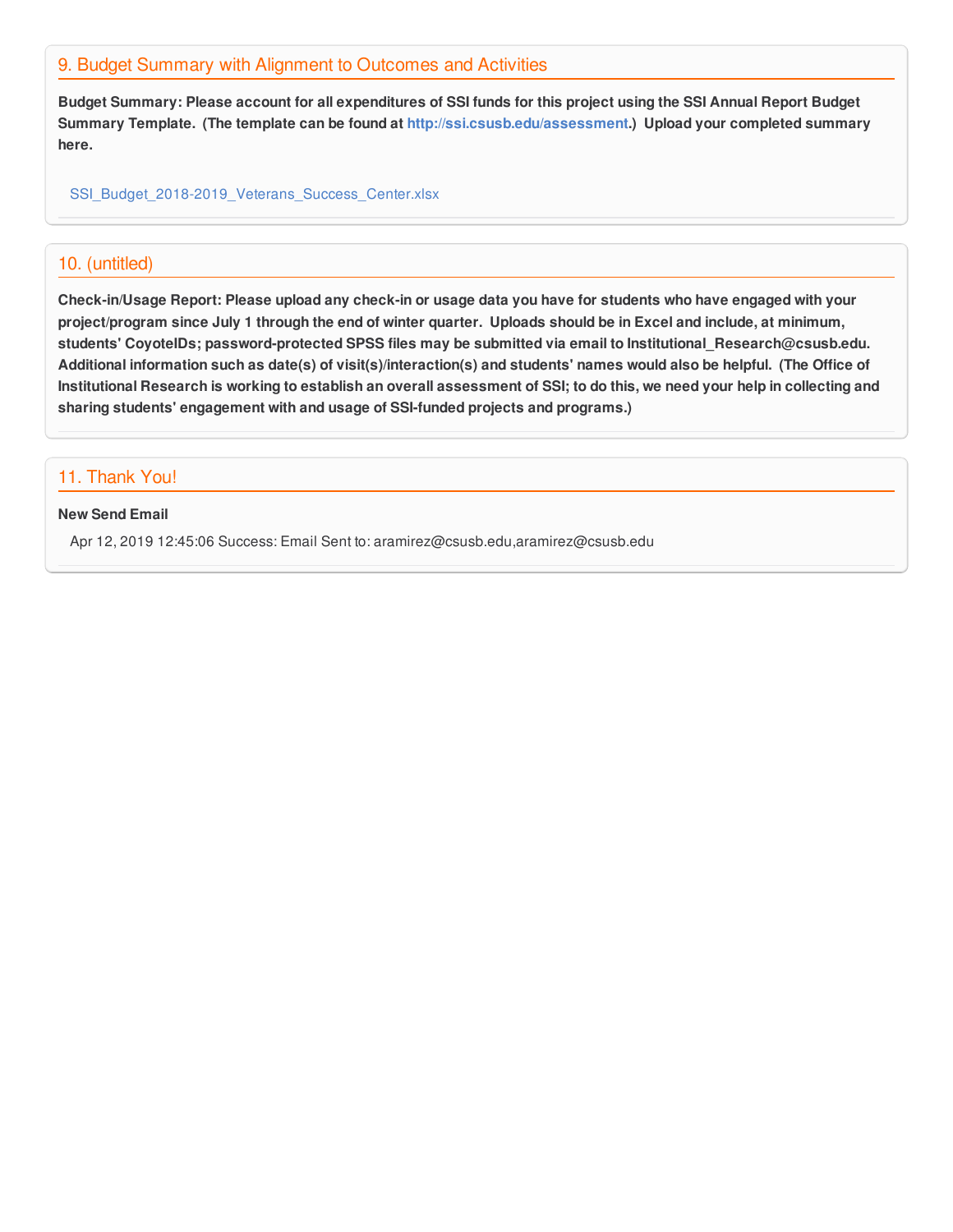## 9. Budget Summary with Alignment to Outcomes and Activities

**Budget Summary: Please account for all expenditures of SSI funds for this project using the SSI Annual Report Budget Summary Template. (The template can be found at http://ssi.csusb.edu/assessment.) Upload your completed summary here.**

SSI_Budget_2018-2019_Veterans_Success_Center.xlsx

## 10. (untitled)

**Check-in/Usage Report: Please upload any check-in or usage data you have for students who have engaged with your project/program since July 1 through the end of winter quarter. Uploads should be in Excel and include, at minimum, students' CoyoteIDs; password-protected SPSS files may be submitted via email to Institutional_Research@csusb.edu. Additional information such as date(s) of visit(s)/interaction(s) and students' names would also be helpful. (The Office of Institutional Research is working to establish an overall assessment of SSI; to do this, we need your help in collecting and sharing students' engagement with and usage of SSI-funded projects and programs.)**

## 11. Thank You!

**New Send Email**

Apr 12, 2019 12:45:06 Success: Email Sent to: aramirez@csusb.edu,aramirez@csusb.edu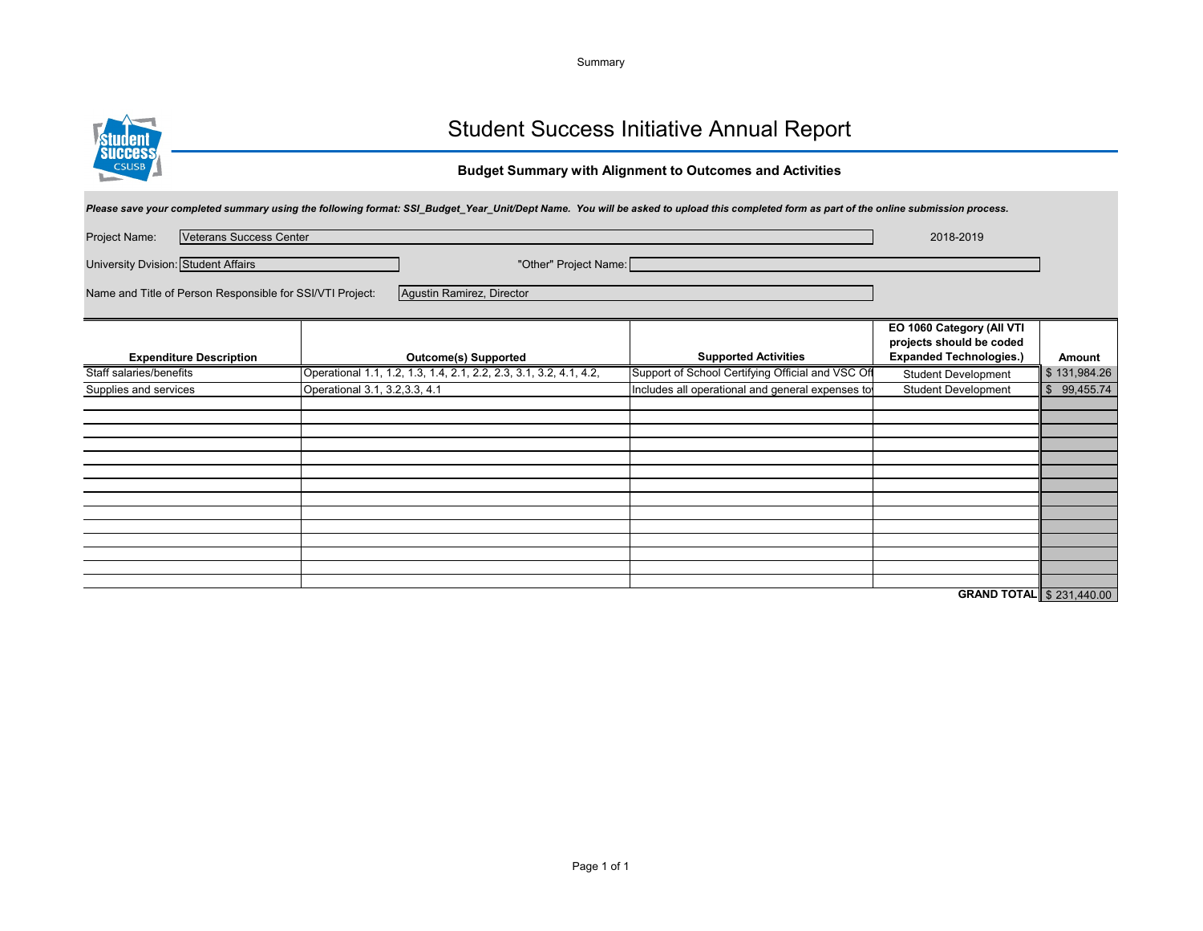# Student Success Initiative Annual Report

## Budget Summary with Alignment to Outcomes and Activities

***Please save your completed summary using the following format: SSI_Budget_Year_Unit/Dept Name. You will be asked to upload this completed form as part of the online submission process.***

Project Name: Veterans Success Center 2018-2019

University Dvision: Student Affairs "Other" Project Name:

Name and Title of Person Responsible for SSI/VTI Project: Agustin Ramirez, Director

| Expenditure Description | Outcome(s) Supported | Supported Activities | EO 1060 Category (All VTI projects should be coded Expanded Technologies.) | Amount |
|---|---|---|---|---|
| Staff salaries/benefits | Operational 1.1, 1.2, 1.3, 1.4, 2.1, 2.2, 2.3, 3.1, 3.2, 4.1, 4.2, | Support of School Certifying Official and VSC Off | Student Development | $ 131,984.26 |
| Supplies and services | Operational 3.1, 3.2,3.3, 4.1 | Includes all operational and general expenses to | Student Development | $ 99,455.74 |
| | | | | |
| | | | | |
| | | | | |
| | | | | |
| | | | | |
| | | | | |
| | | | | |
| | | | | |
| | | | | |
| | | | | |
| | | | | |
| | | | | |
| | | | | |
| | | | **GRAND TOTAL** | $ 231,440.00 |